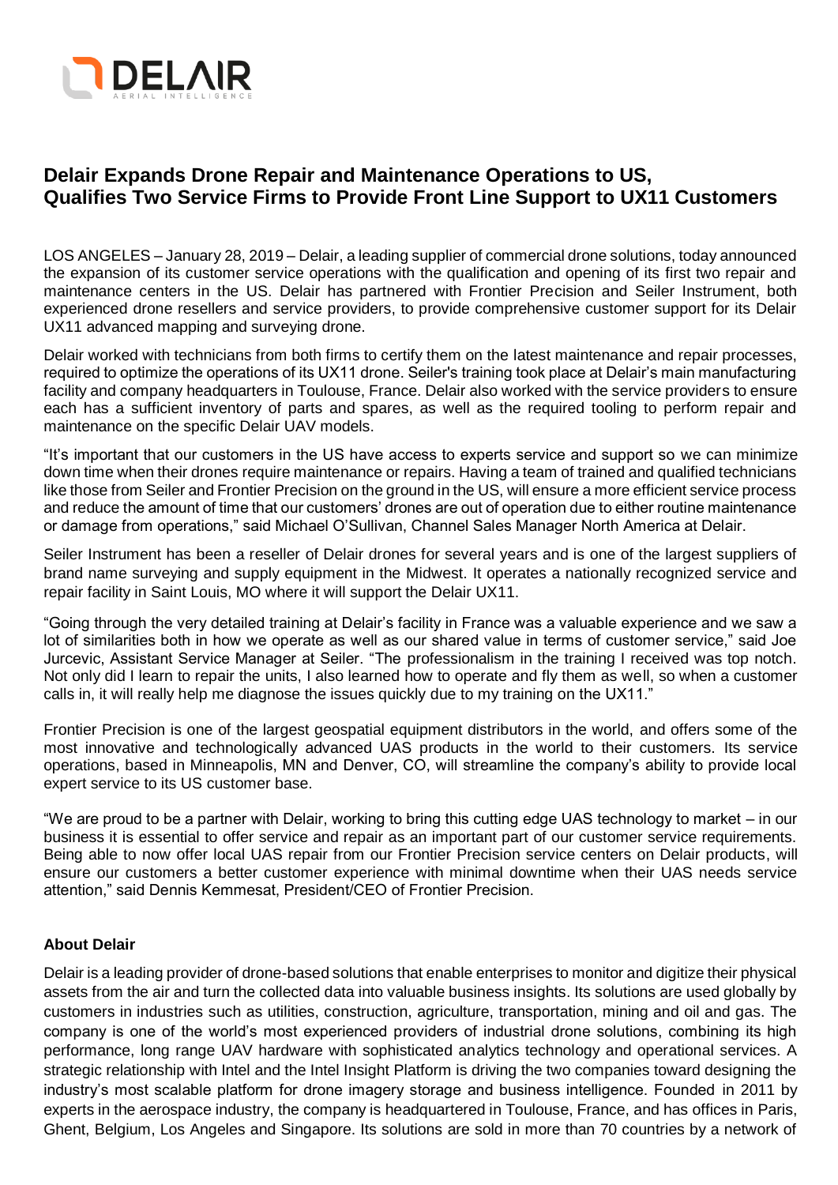# Delair Expands Drone Repair and Maintenance Operations to US, Qualifies Two Service Firms to Provide Front Line Support to UX11 Customers

LOS ANGELES – January 28, 2019 – Delair, a leading supplier of commercial drone solutions, today announced the expansion of its customer service operations with the qualification and opening of its first two repair and maintenance centers in the US. Delair has partnered with Frontier Precision and Seiler Instrument, both experienced drone resellers and service providers, to provide comprehensive customer support for its Delair UX11 advanced mapping and surveying drone.

Delair worked with technicians from both firms to certify them on the latest maintenance and repair processes, required to optimize the operations of its UX11 drone. Seiler's training took place at Delair's main manufacturing facility and company headquarters in Toulouse, France. Delair also worked with the service providers to ensure each has a sufficient inventory of parts and spares, as well as the required tooling to perform repair and maintenance on the specific Delair UAV models.

"It's important that our customers in the US have access to experts service and support so we can minimize down time when their drones require maintenance or repairs. Having a team of trained and qualified technicians like those from Seiler and Frontier Precision on the ground in the US, will ensure a more efficient service process and reduce the amount of time that our customers' drones are out of operation due to either routine maintenance or damage from operations," said Michael O'Sullivan, Channel Sales Manager North America at Delair.

Seiler Instrument has been a reseller of Delair drones for several years and is one of the largest suppliers of brand name surveying and supply equipment in the Midwest. It operates a nationally recognized service and repair facility in Saint Louis, MO where it will support the Delair UX11.

"Going through the very detailed training at Delair's facility in France was a valuable experience and we saw a lot of similarities both in how we operate as well as our shared value in terms of customer service," said Joe Jurcevic, Assistant Service Manager at Seiler. "The professionalism in the training I received was top notch. Not only did I learn to repair the units, I also learned how to operate and fly them as well, so when a customer calls in, it will really help me diagnose the issues quickly due to my training on the UX11."

Frontier Precision is one of the largest geospatial equipment distributors in the world, and offers some of the most innovative and technologically advanced UAS products in the world to their customers. Its service operations, based in Minneapolis, MN and Denver, CO, will streamline the company's ability to provide local expert service to its US customer base.

"We are proud to be a partner with Delair, working to bring this cutting edge UAS technology to market – in our business it is essential to offer service and repair as an important part of our customer service requirements. Being able to now offer local UAS repair from our Frontier Precision service centers on Delair products, will ensure our customers a better customer experience with minimal downtime when their UAS needs service attention," said Dennis Kemmesat, President/CEO of Frontier Precision.

**About Delair**

Delair is a leading provider of drone-based solutions that enable enterprises to monitor and digitize their physical assets from the air and turn the collected data into valuable business insights. Its solutions are used globally by customers in industries such as utilities, construction, agriculture, transportation, mining and oil and gas. The company is one of the world's most experienced providers of industrial drone solutions, combining its high performance, long range UAV hardware with sophisticated analytics technology and operational services. A strategic relationship with Intel and the Intel Insight Platform is driving the two companies toward designing the industry's most scalable platform for drone imagery storage and business intelligence. Founded in 2011 by experts in the aerospace industry, the company is headquartered in Toulouse, France, and has offices in Paris, Ghent, Belgium, Los Angeles and Singapore. Its solutions are sold in more than 70 countries by a network of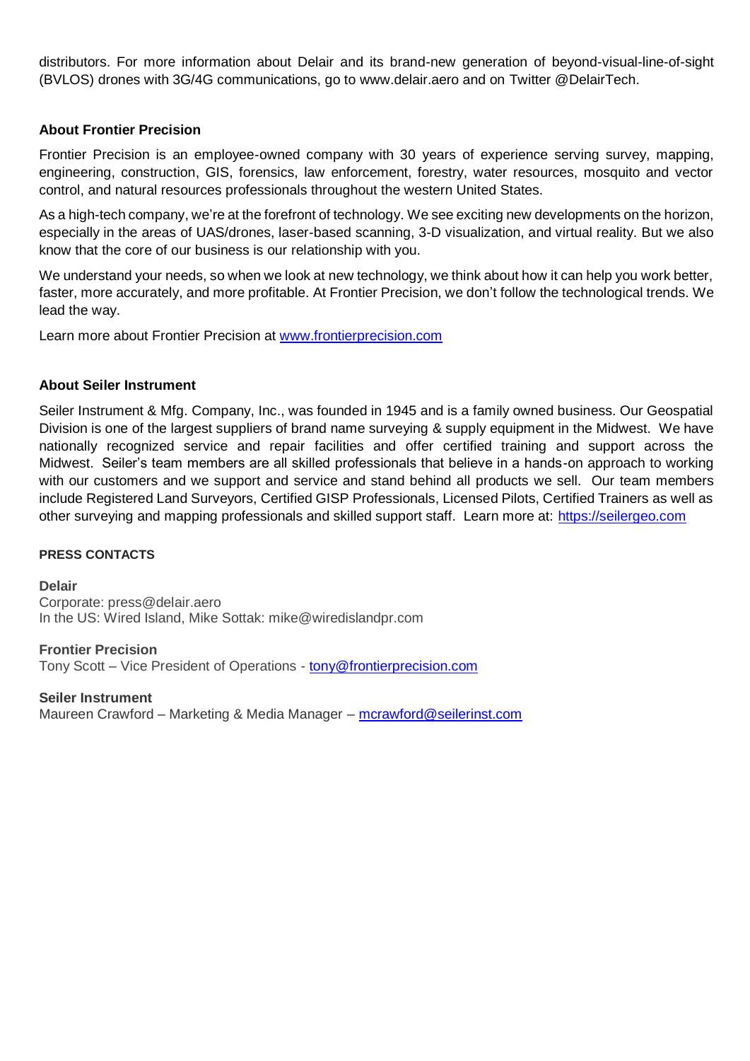distributors. For more information about Delair and its brand-new generation of beyond-visual-line-of-sight (BVLOS) drones with 3G/4G communications, go to www.delair.aero and on Twitter @DelairTech.

**About Frontier Precision**

Frontier Precision is an employee-owned company with 30 years of experience serving survey, mapping, engineering, construction, GIS, forensics, law enforcement, forestry, water resources, mosquito and vector control, and natural resources professionals throughout the western United States.

As a high-tech company, we're at the forefront of technology. We see exciting new developments on the horizon, especially in the areas of UAS/drones, laser-based scanning, 3-D visualization, and virtual reality. But we also know that the core of our business is our relationship with you.

We understand your needs, so when we look at new technology, we think about how it can help you work better, faster, more accurately, and more profitable. At Frontier Precision, we don't follow the technological trends. We lead the way.

Learn more about Frontier Precision at [www.frontierprecision.com](http://www.frontierprecision.com)

**About Seiler Instrument**

Seiler Instrument & Mfg. Company, Inc., was founded in 1945 and is a family owned business. Our Geospatial Division is one of the largest suppliers of brand name surveying & supply equipment in the Midwest. We have nationally recognized service and repair facilities and offer certified training and support across the Midwest. Seiler's team members are all skilled professionals that believe in a hands-on approach to working with our customers and we support and service and stand behind all products we sell. Our team members include Registered Land Surveyors, Certified GISP Professionals, Licensed Pilots, Certified Trainers as well as other surveying and mapping professionals and skilled support staff. Learn more at: [https://seilergeo.com](https://seilergeo.com)

**PRESS CONTACTS**

**Delair**
Corporate: press@delair.aero
In the US: Wired Island, Mike Sottak: mike@wiredislandpr.com

**Frontier Precision**
Tony Scott – Vice President of Operations - [tony@frontierprecision.com](mailto:tony@frontierprecision.com)

**Seiler Instrument**
Maureen Crawford – Marketing & Media Manager – [mcrawford@seilerinst.com](mailto:mcrawford@seilerinst.com)